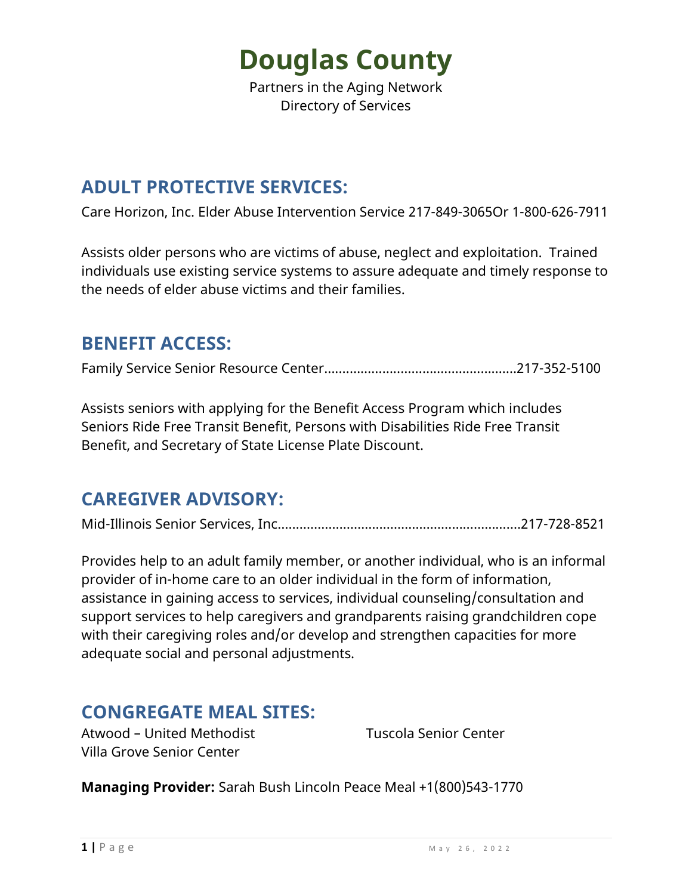# Douglas County

Partners in the Aging Network
Directory of Services

## ADULT PROTECTIVE SERVICES:

Care Horizon, Inc. Elder Abuse Intervention Service 217-849-3065Or 1-800-626-7911

Assists older persons who are victims of abuse, neglect and exploitation. Trained individuals use existing service systems to assure adequate and timely response to the needs of elder abuse victims and their families.

## BENEFIT ACCESS:

Family Service Senior Resource Center....................................................217-352-5100

Assists seniors with applying for the Benefit Access Program which includes Seniors Ride Free Transit Benefit, Persons with Disabilities Ride Free Transit Benefit, and Secretary of State License Plate Discount.

## CAREGIVER ADVISORY:

Mid-Illinois Senior Services, Inc..................................................................217-728-8521

Provides help to an adult family member, or another individual, who is an informal provider of in-home care to an older individual in the form of information, assistance in gaining access to services, individual counseling/consultation and support services to help caregivers and grandparents raising grandchildren cope with their caregiving roles and/or develop and strengthen capacities for more adequate social and personal adjustments.

## CONGREGATE MEAL SITES:

Atwood – United Methodist
Tuscola Senior Center
Villa Grove Senior Center

**Managing Provider:** Sarah Bush Lincoln Peace Meal +1(800)543-1770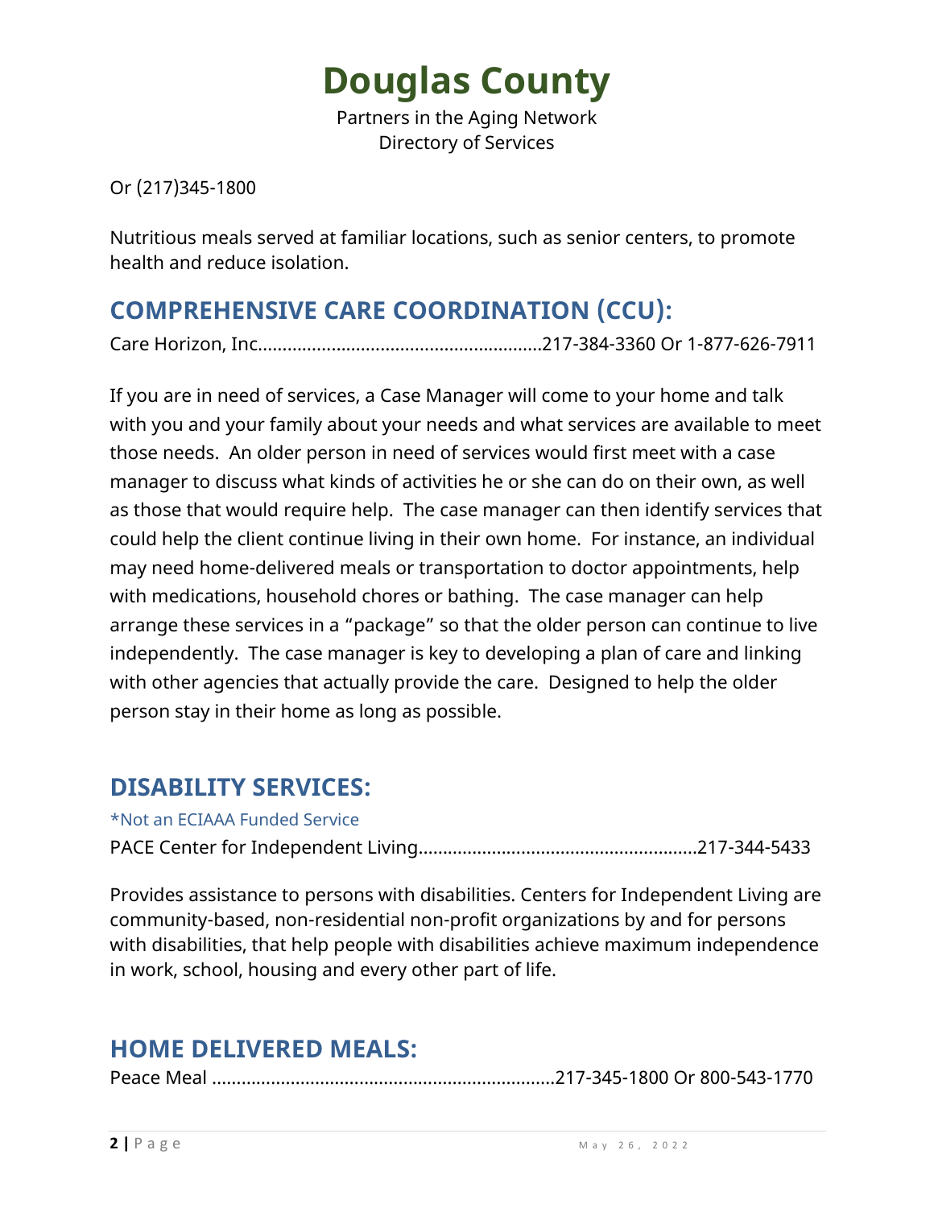Or (217)345-1800

Nutritious meals served at familiar locations, such as senior centers, to promote health and reduce isolation.

## COMPREHENSIVE CARE COORDINATION (CCU):

Care Horizon, Inc..........................................................217-384-3360 Or 1-877-626-7911

If you are in need of services, a Case Manager will come to your home and talk with you and your family about your needs and what services are available to meet those needs. An older person in need of services would first meet with a case manager to discuss what kinds of activities he or she can do on their own, as well as those that would require help. The case manager can then identify services that could help the client continue living in their own home. For instance, an individual may need home-delivered meals or transportation to doctor appointments, help with medications, household chores or bathing. The case manager can help arrange these services in a "package" so that the older person can continue to live independently. The case manager is key to developing a plan of care and linking with other agencies that actually provide the care. Designed to help the older person stay in their home as long as possible.

## DISABILITY SERVICES:

*Not an ECIAAA Funded Service

PACE Center for Independent Living.........................................................217-344-5433

Provides assistance to persons with disabilities. Centers for Independent Living are community-based, non-residential non-profit organizations by and for persons with disabilities, that help people with disabilities achieve maximum independence in work, school, housing and every other part of life.

## HOME DELIVERED MEALS:

Peace Meal .....................................................................217-345-1800 Or 800-543-1770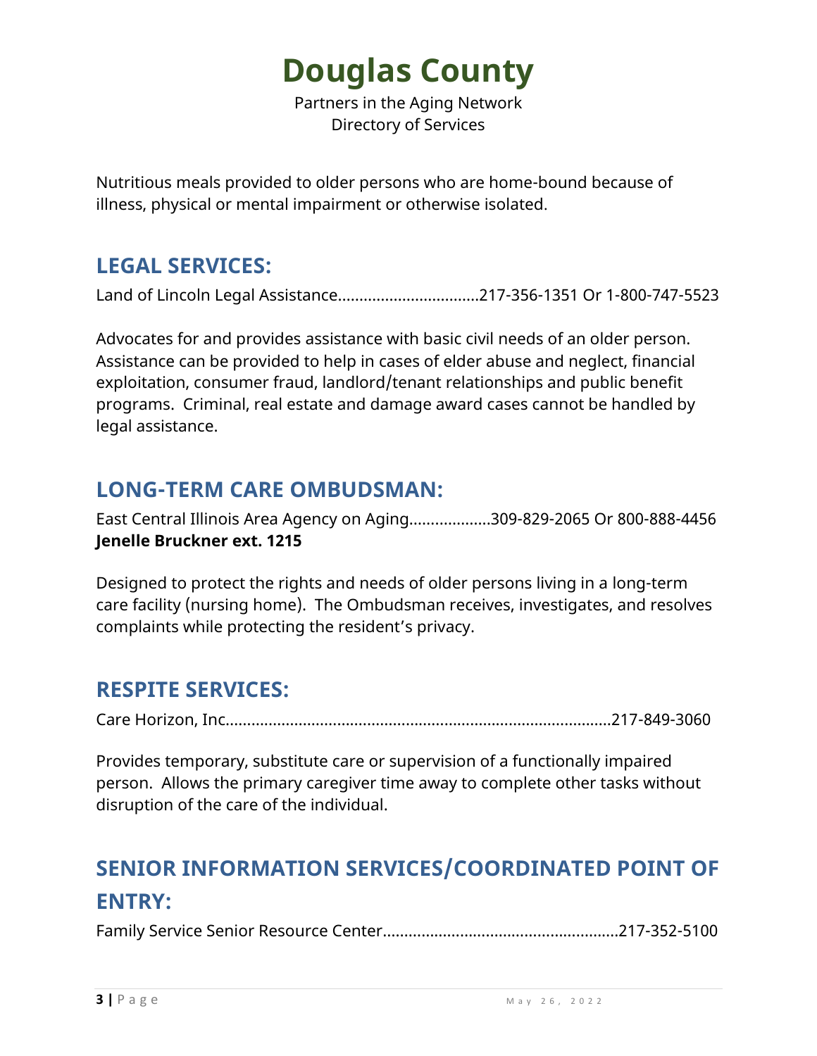# Douglas County

Partners in the Aging Network
Directory of Services

Nutritious meals provided to older persons who are home-bound because of illness, physical or mental impairment or otherwise isolated.

## LEGAL SERVICES:

Land of Lincoln Legal Assistance................................217-356-1351 Or 1-800-747-5523

Advocates for and provides assistance with basic civil needs of an older person. Assistance can be provided to help in cases of elder abuse and neglect, financial exploitation, consumer fraud, landlord/tenant relationships and public benefit programs. Criminal, real estate and damage award cases cannot be handled by legal assistance.

## LONG-TERM CARE OMBUDSMAN:

East Central Illinois Area Agency on Aging..................309-829-2065 Or 800-888-4456
**Jenelle Bruckner ext. 1215**

Designed to protect the rights and needs of older persons living in a long-term care facility (nursing home). The Ombudsman receives, investigates, and resolves complaints while protecting the resident's privacy.

## RESPITE SERVICES:

Care Horizon, Inc.........................................................................................217-849-3060

Provides temporary, substitute care or supervision of a functionally impaired person. Allows the primary caregiver time away to complete other tasks without disruption of the care of the individual.

## SENIOR INFORMATION SERVICES/COORDINATED POINT OF ENTRY:

Family Service Senior Resource Center.....................................................217-352-5100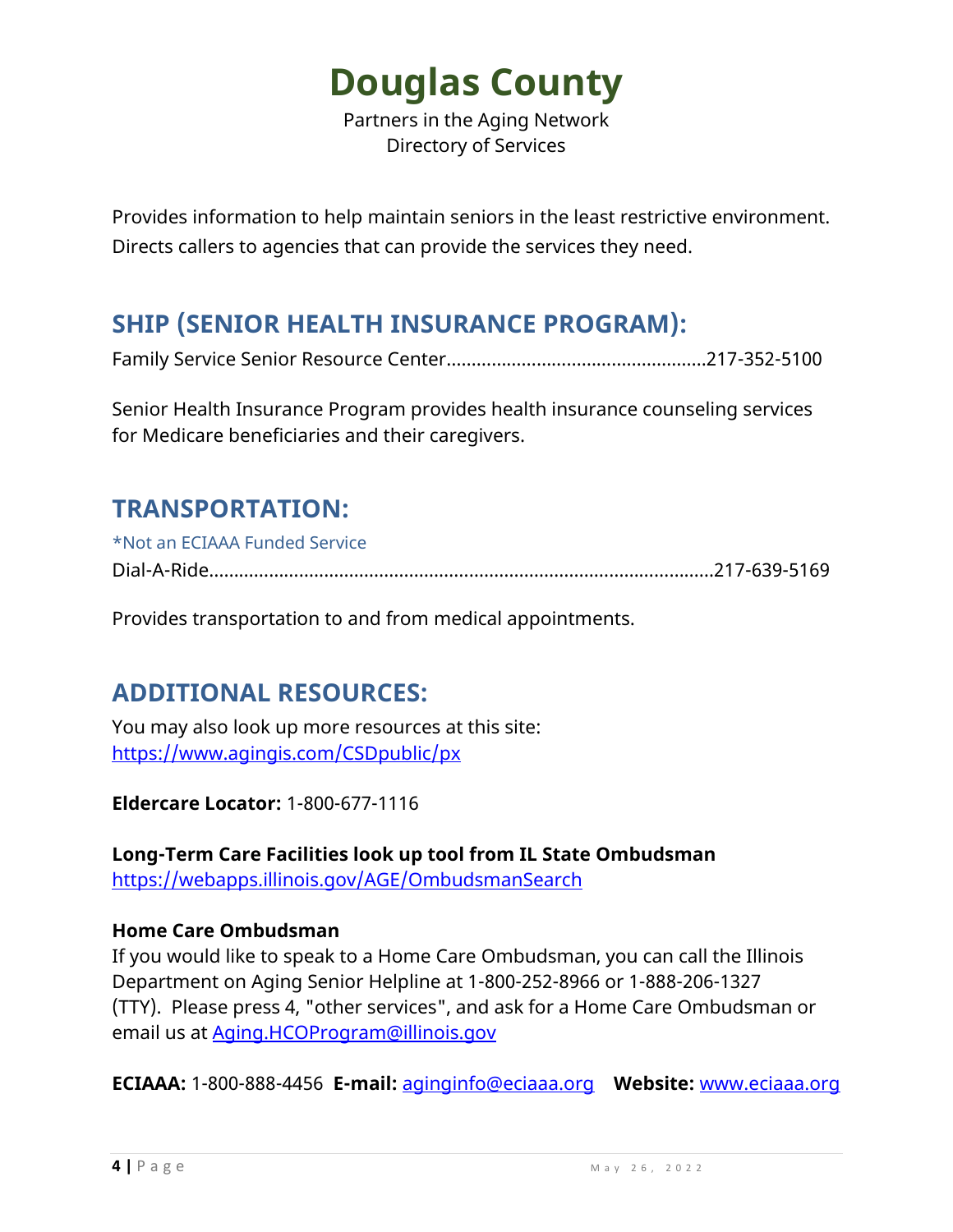# Douglas County

Partners in the Aging Network
Directory of Services

Provides information to help maintain seniors in the least restrictive environment. Directs callers to agencies that can provide the services they need.

## SHIP (SENIOR HEALTH INSURANCE PROGRAM):

Family Service Senior Resource Center....................................................217-352-5100

Senior Health Insurance Program provides health insurance counseling services for Medicare beneficiaries and their caregivers.

## TRANSPORTATION:

*Not an ECIAAA Funded Service

Dial-A-Ride....................................................................................................217-639-5169

Provides transportation to and from medical appointments.

## ADDITIONAL RESOURCES:

You may also look up more resources at this site:
https://www.agingis.com/CSDpublic/px

**Eldercare Locator:** 1-800-677-1116

**Long-Term Care Facilities look up tool from IL State Ombudsman**
https://webapps.illinois.gov/AGE/OmbudsmanSearch

**Home Care Ombudsman**
If you would like to speak to a Home Care Ombudsman, you can call the Illinois Department on Aging Senior Helpline at 1-800-252-8966 or 1-888-206-1327 (TTY). Please press 4, "other services", and ask for a Home Care Ombudsman or email us at Aging.HCOProgram@illinois.gov

**ECIAAA:** 1-800-888-4456 **E-mail:** aginginfo@eciaaa.org **Website:** www.eciaaa.org